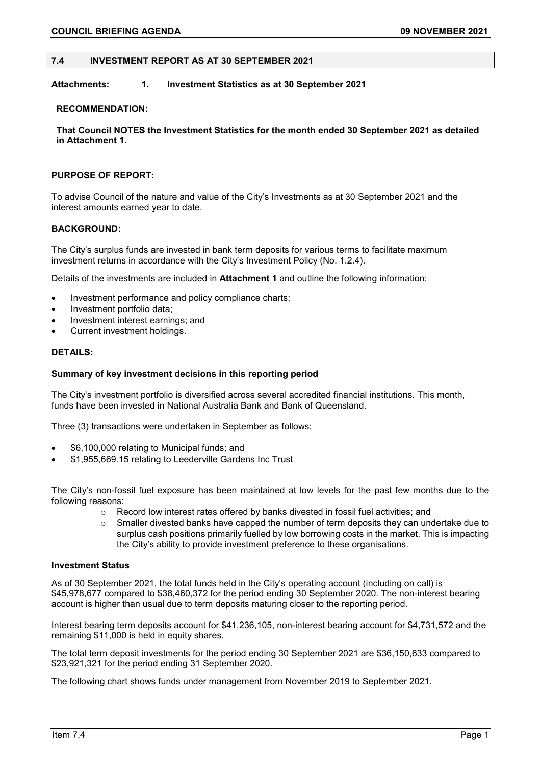## 7.4 INVESTMENT REPORT AS AT 30 SEPTEMBER 2021

**Attachments: 1. Investment Statistics as at 30 September 2021**

**RECOMMENDATION:**

**That Council NOTES the Investment Statistics for the month ended 30 September 2021 as detailed in Attachment 1.**

**PURPOSE OF REPORT:**

To advise Council of the nature and value of the City's Investments as at 30 September 2021 and the interest amounts earned year to date.

**BACKGROUND:**

The City's surplus funds are invested in bank term deposits for various terms to facilitate maximum investment returns in accordance with the City's Investment Policy (No. 1.2.4).

Details of the investments are included in **Attachment 1** and outline the following information:

- Investment performance and policy compliance charts;
- Investment portfolio data;
- Investment interest earnings; and
- Current investment holdings.

**DETAILS:**

**Summary of key investment decisions in this reporting period**

The City's investment portfolio is diversified across several accredited financial institutions. This month, funds have been invested in National Australia Bank and Bank of Queensland.

Three (3) transactions were undertaken in September as follows:

- $6,100,000 relating to Municipal funds; and
- $1,955,669.15 relating to Leederville Gardens Inc Trust

The City's non-fossil fuel exposure has been maintained at low levels for the past few months due to the following reasons:

- Record low interest rates offered by banks divested in fossil fuel activities; and
- Smaller divested banks have capped the number of term deposits they can undertake due to surplus cash positions primarily fuelled by low borrowing costs in the market. This is impacting the City's ability to provide investment preference to these organisations.

**Investment Status**

As of 30 September 2021, the total funds held in the City's operating account (including on call) is $45,978,677 compared to $38,460,372 for the period ending 30 September 2020. The non-interest bearing account is higher than usual due to term deposits maturing closer to the reporting period.

Interest bearing term deposits account for $41,236,105, non-interest bearing account for $4,731,572 and the remaining $11,000 is held in equity shares.

The total term deposit investments for the period ending 30 September 2021 are $36,150,633 compared to $23,921,321 for the period ending 31 September 2020.

The following chart shows funds under management from November 2019 to September 2021.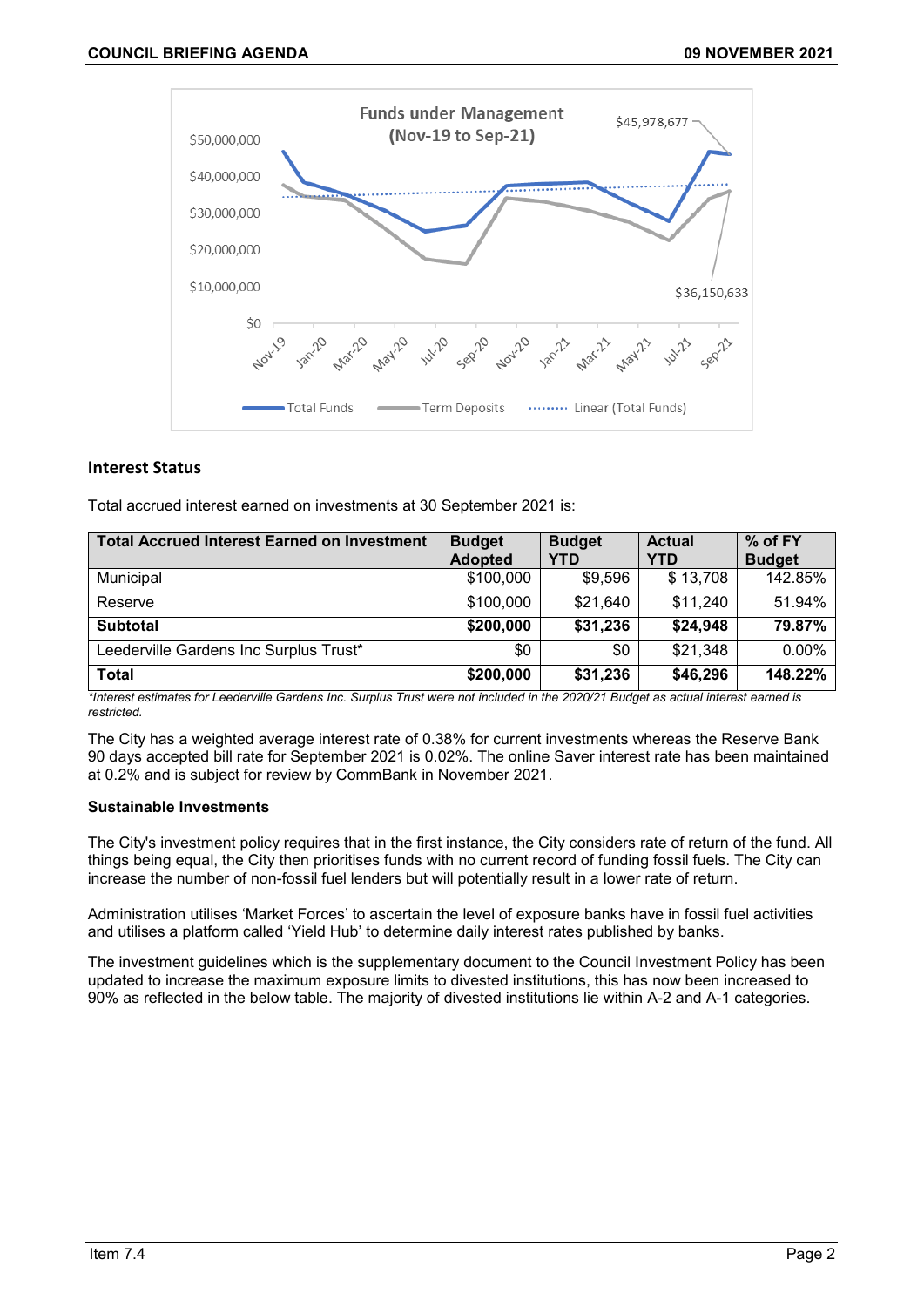## Interest Status

Total accrued interest earned on investments at 30 September 2021 is:

| Total Accrued Interest Earned on Investment | Budget Adopted | Budget YTD | Actual YTD | % of FY Budget |
|---|---|---|---|---|
| Municipal | $100,000 | $9,596 | $ 13,708 | 142.85% |
| Reserve | $100,000 | $21,640 | $11,240 | 51.94% |
| **Subtotal** | **$200,000** | **$31,236** | **$24,948** | **79.87%** |
| Leederville Gardens Inc Surplus Trust* | $0 | $0 | $21,348 | 0.00% |
| **Total** | **$200,000** | **$31,236** | **$46,296** | **148.22%** |

*\*Interest estimates for Leederville Gardens Inc. Surplus Trust were not included in the 2020/21 Budget as actual interest earned is restricted.*

The City has a weighted average interest rate of 0.38% for current investments whereas the Reserve Bank 90 days accepted bill rate for September 2021 is 0.02%. The online Saver interest rate has been maintained at 0.2% and is subject for review by CommBank in November 2021.

### Sustainable Investments

The City's investment policy requires that in the first instance, the City considers rate of return of the fund. All things being equal, the City then prioritises funds with no current record of funding fossil fuels. The City can increase the number of non-fossil fuel lenders but will potentially result in a lower rate of return.

Administration utilises 'Market Forces' to ascertain the level of exposure banks have in fossil fuel activities and utilises a platform called 'Yield Hub' to determine daily interest rates published by banks.

The investment guidelines which is the supplementary document to the Council Investment Policy has been updated to increase the maximum exposure limits to divested institutions, this has now been increased to 90% as reflected in the below table. The majority of divested institutions lie within A-2 and A-1 categories.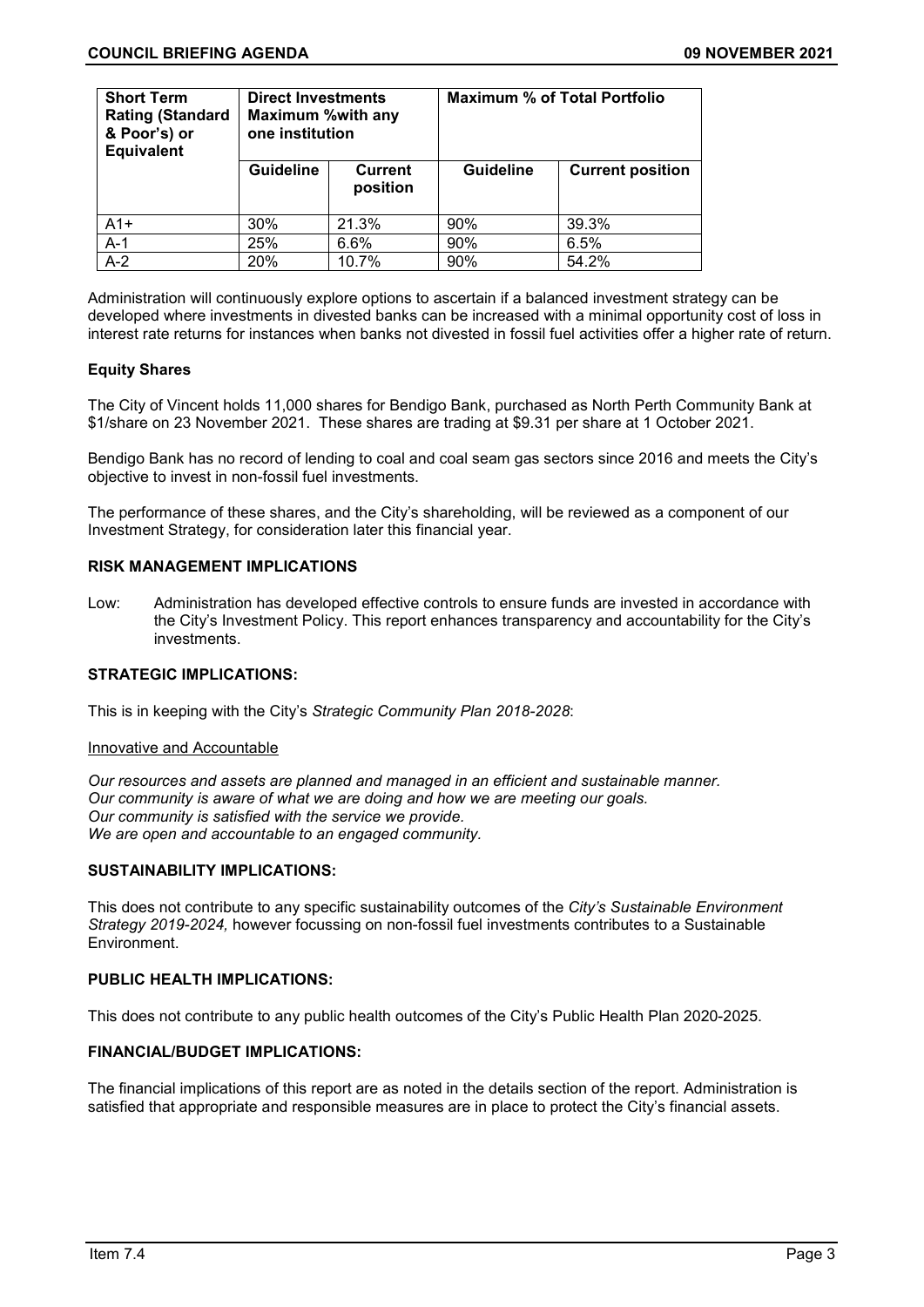| Short Term Rating (Standard & Poor's) or Equivalent | Direct Investments Maximum %with any one institution | | Maximum % of Total Portfolio | |
|---|---|---|---|---|
| | Guideline | Current position | Guideline | Current position |
| A1+ | 30% | 21.3% | 90% | 39.3% |
| A-1 | 25% | 6.6% | 90% | 6.5% |
| A-2 | 20% | 10.7% | 90% | 54.2% |

Administration will continuously explore options to ascertain if a balanced investment strategy can be developed where investments in divested banks can be increased with a minimal opportunity cost of loss in interest rate returns for instances when banks not divested in fossil fuel activities offer a higher rate of return.

**Equity Shares**

The City of Vincent holds 11,000 shares for Bendigo Bank, purchased as North Perth Community Bank at $1/share on 23 November 2021. These shares are trading at $9.31 per share at 1 October 2021.

Bendigo Bank has no record of lending to coal and coal seam gas sectors since 2016 and meets the City's objective to invest in non-fossil fuel investments.

The performance of these shares, and the City's shareholding, will be reviewed as a component of our Investment Strategy, for consideration later this financial year.

**RISK MANAGEMENT IMPLICATIONS**

Low: Administration has developed effective controls to ensure funds are invested in accordance with the City's Investment Policy. This report enhances transparency and accountability for the City's investments.

**STRATEGIC IMPLICATIONS:**

This is in keeping with the City's *Strategic Community Plan 2018-2028*:

Innovative and Accountable

*Our resources and assets are planned and managed in an efficient and sustainable manner.*
*Our community is aware of what we are doing and how we are meeting our goals.*
*Our community is satisfied with the service we provide.*
*We are open and accountable to an engaged community.*

**SUSTAINABILITY IMPLICATIONS:**

This does not contribute to any specific sustainability outcomes of the *City's Sustainable Environment Strategy 2019-2024,* however focussing on non-fossil fuel investments contributes to a Sustainable Environment.

**PUBLIC HEALTH IMPLICATIONS:**

This does not contribute to any public health outcomes of the City's Public Health Plan 2020-2025.

**FINANCIAL/BUDGET IMPLICATIONS:**

The financial implications of this report are as noted in the details section of the report. Administration is satisfied that appropriate and responsible measures are in place to protect the City's financial assets.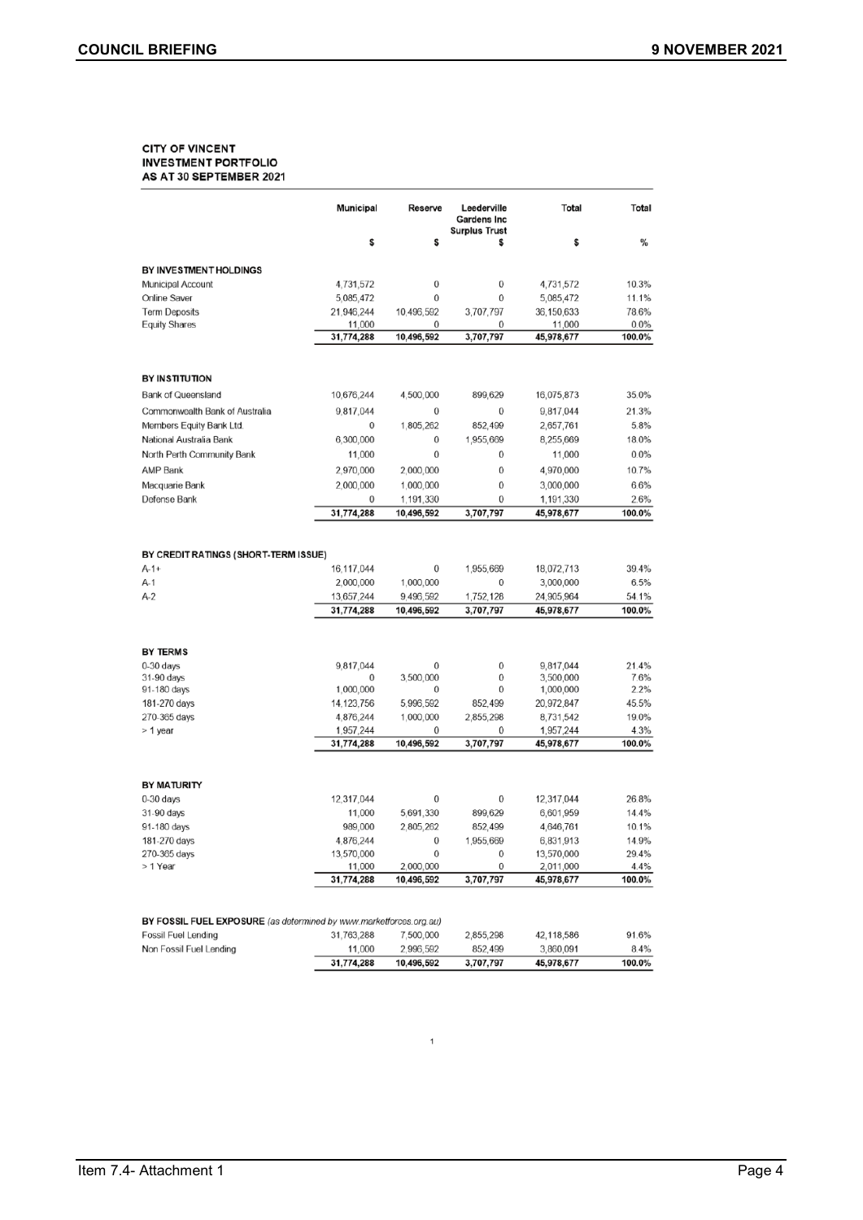**CITY OF VINCENT**
**INVESTMENT PORTFOLIO**
**AS AT 30 SEPTEMBER 2021**

| | Municipal | Reserve | Leederville Gardens Inc Surplus Trust | Total | Total |
|---|---|---|---|---|---|
| | $ | $ | $ | $ | % |
| **BY INVESTMENT HOLDINGS** | | | | | |
| Municipal Account | 4,731,572 | 0 | 0 | 4,731,572 | 10.3% |
| Online Saver | 5,085,472 | 0 | 0 | 5,085,472 | 11.1% |
| Term Deposits | 21,946,244 | 10,496,592 | 3,707,797 | 36,150,633 | 78.6% |
| Equity Shares | 11,000 | 0 | 0 | 11,000 | 0.0% |
| | **31,774,288** | **10,496,592** | **3,707,797** | **45,978,677** | **100.0%** |
| **BY INSTITUTION** | | | | | |
| Bank of Queensland | 10,676,244 | 4,500,000 | 899,629 | 16,075,873 | 35.0% |
| Commonwealth Bank of Australia | 9,817,044 | 0 | 0 | 9,817,044 | 21.3% |
| Members Equity Bank Ltd. | 0 | 1,805,262 | 852,499 | 2,657,761 | 5.8% |
| National Australia Bank | 6,300,000 | 0 | 1,955,669 | 8,255,669 | 18.0% |
| North Perth Community Bank | 11,000 | 0 | 0 | 11,000 | 0.0% |
| AMP Bank | 2,970,000 | 2,000,000 | 0 | 4,970,000 | 10.7% |
| Macquarie Bank | 2,000,000 | 1,000,000 | 0 | 3,000,000 | 6.6% |
| Defense Bank | 0 | 1,191,330 | 0 | 1,191,330 | 2.6% |
| | **31,774,288** | **10,496,592** | **3,707,797** | **45,978,677** | **100.0%** |
| **BY CREDIT RATINGS (SHORT-TERM ISSUE)** | | | | | |
| A-1+ | 16,117,044 | 0 | 1,955,669 | 18,072,713 | 39.4% |
| A-1 | 2,000,000 | 1,000,000 | 0 | 3,000,000 | 6.5% |
| A-2 | 13,657,244 | 9,496,592 | 1,752,128 | 24,905,964 | 54.1% |
| | **31,774,288** | **10,496,592** | **3,707,797** | **45,978,677** | **100.0%** |
| **BY TERMS** | | | | | |
| 0-30 days | 9,817,044 | 0 | 0 | 9,817,044 | 21.4% |
| 31-90 days | 0 | 3,500,000 | 0 | 3,500,000 | 7.6% |
| 91-180 days | 1,000,000 | 0 | 0 | 1,000,000 | 2.2% |
| 181-270 days | 14,123,756 | 5,996,592 | 852,499 | 20,972,847 | 45.5% |
| 270-365 days | 4,876,244 | 1,000,000 | 2,855,298 | 8,731,542 | 19.0% |
| > 1 year | 1,957,244 | 0 | 0 | 1,957,244 | 4.3% |
| | **31,774,288** | **10,496,592** | **3,707,797** | **45,978,677** | **100.0%** |
| **BY MATURITY** | | | | | |
| 0-30 days | 12,317,044 | 0 | 0 | 12,317,044 | 26.8% |
| 31-90 days | 11,000 | 5,691,330 | 899,629 | 6,601,959 | 14.4% |
| 91-180 days | 989,000 | 2,805,262 | 852,499 | 4,646,761 | 10.1% |
| 181-270 days | 4,876,244 | 0 | 1,955,669 | 6,831,913 | 14.9% |
| 270-365 days | 13,570,000 | 0 | 0 | 13,570,000 | 29.4% |
| > 1 Year | 11,000 | 2,000,000 | 0 | 2,011,000 | 4.4% |
| | **31,774,288** | **10,496,592** | **3,707,797** | **45,978,677** | **100.0%** |
| **BY FOSSIL FUEL EXPOSURE** *(as determined by www.marketforces.org.au)* | | | | | |
| Fossil Fuel Lending | 31,763,288 | 7,500,000 | 2,855,298 | 42,118,586 | 91.6% |
| Non Fossil Fuel Lending | 11,000 | 2,996,592 | 852,499 | 3,860,091 | 8.4% |
| | **31,774,288** | **10,496,592** | **3,707,797** | **45,978,677** | **100.0%** |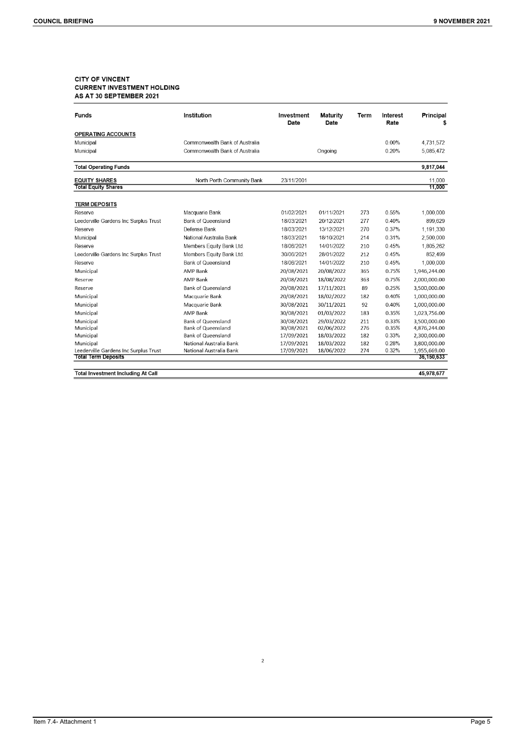**CITY OF VINCENT**
**CURRENT INVESTMENT HOLDING**
**AS AT 30 SEPTEMBER 2021**

| Funds | Institution | Investment Date | Maturity Date | Term | Interest Rate | Principal $ |
|---|---|---|---|---|---|---|
| **OPERATING ACCOUNTS** | | | | | | |
| Municipal | Commonwealth Bank of Australia | | | | 0.00% | 4,731,572 |
| Municipal | Commonwealth Bank of Australia | | Ongoing | | 0.20% | 5,085,472 |
| **Total Operating Funds** | | | | | | **9,817,044** |
| **EQUITY SHARES** | North Perth Community Bank | 23/11/2001 | | | | 11,000 |
| **Total Equity Shares** | | | | | | **11,000** |
| **TERM DEPOSITS** | | | | | | |
| Reserve | Macquarie Bank | 01/02/2021 | 01/11/2021 | 273 | 0.55% | 1,000,000 |
| Leederville Gardens Inc Surplus Trust | Bank of Queensland | 18/03/2021 | 20/12/2021 | 277 | 0.40% | 899,629 |
| Reserve | Defense Bank | 18/03/2021 | 13/12/2021 | 270 | 0.37% | 1,191,330 |
| Municipal | National Australia Bank | 18/03/2021 | 18/10/2021 | 214 | 0.31% | 2,500,000 |
| Reserve | Members Equity Bank Ltd. | 18/06/2021 | 14/01/2022 | 210 | 0.45% | 1,805,262 |
| Leederville Gardens Inc Surplus Trust | Members Equity Bank Ltd. | 30/06/2021 | 28/01/2022 | 212 | 0.45% | 852,499 |
| Reserve | Bank of Queensland | 18/06/2021 | 14/01/2022 | 210 | 0.45% | 1,000,000 |
| Municipal | AMP Bank | 20/08/2021 | 20/08/2022 | 365 | 0.75% | 1,946,244.00 |
| Reserve | AMP Bank | 20/08/2021 | 18/08/2022 | 363 | 0.75% | 2,000,000.00 |
| Reserve | Bank of Queensland | 20/08/2021 | 17/11/2021 | 89 | 0.25% | 3,500,000.00 |
| Municipal | Macquarie Bank | 20/08/2021 | 18/02/2022 | 182 | 0.40% | 1,000,000.00 |
| Municipal | Macquarie Bank | 30/08/2021 | 30/11/2021 | 92 | 0.40% | 1,000,000.00 |
| Municipal | AMP Bank | 30/08/2021 | 01/03/2022 | 183 | 0.35% | 1,023,756.00 |
| Municipal | Bank of Queensland | 30/08/2021 | 29/03/2022 | 211 | 0.33% | 3,500,000.00 |
| Municipal | Bank of Queensland | 30/08/2021 | 02/06/2022 | 276 | 0.35% | 4,876,244.00 |
| Municipal | Bank of Queensland | 17/09/2021 | 18/03/2022 | 182 | 0.33% | 2,300,000.00 |
| Municipal | National Australia Bank | 17/09/2021 | 18/03/2022 | 182 | 0.28% | 3,800,000.00 |
| Leederville Gardens Inc Surplus Trust | National Australia Bank | 17/09/2021 | 18/06/2022 | 274 | 0.32% | 1,955,669.00 |
| **Total Term Deposits** | | | | | | **36,150,633** |
| **Total Investment Including At Call** | | | | | | **45,978,677** |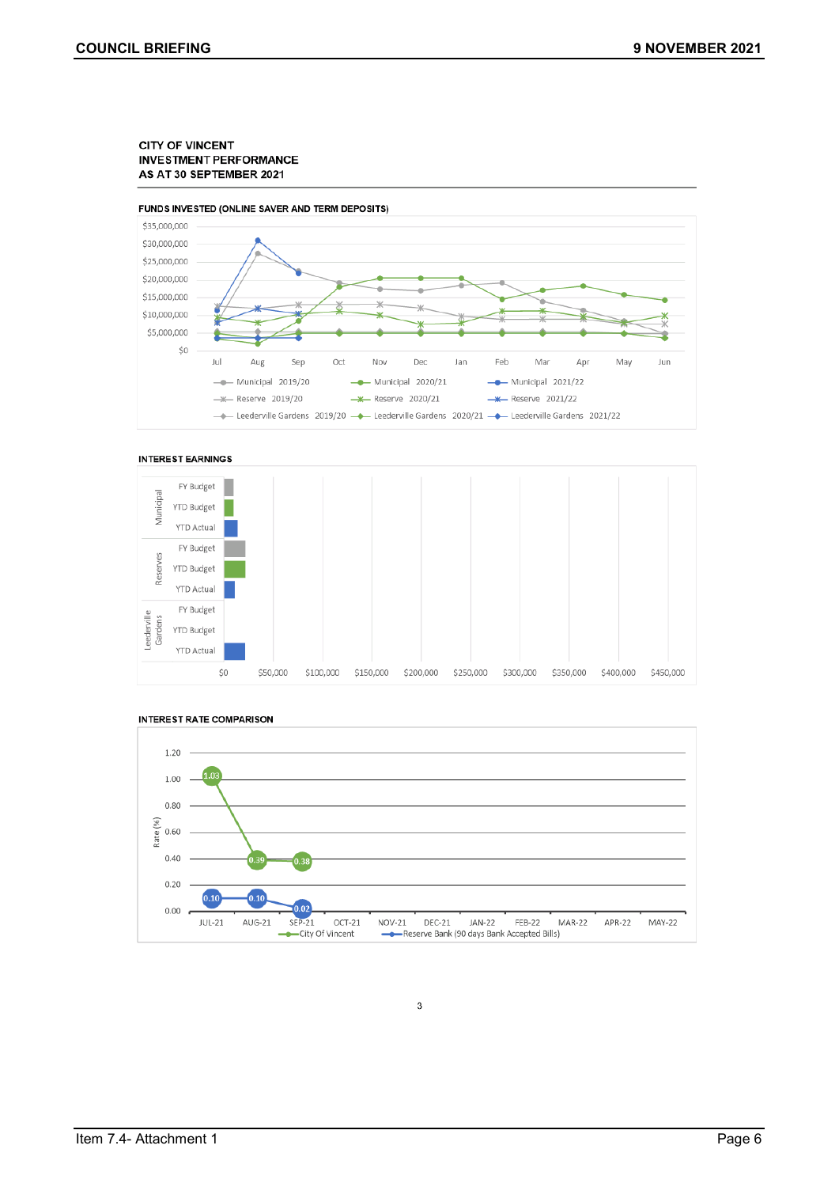CITY OF VINCENT
INVESTMENT PERFORMANCE
AS AT 30 SEPTEMBER 2021

FUNDS INVESTED (ONLINE SAVER AND TERM DEPOSITS)

$35,000,000
$30,000,000
$25,000,000
$20,000,000
$15,000,000
$10,000,000
$5,000,000
$0

Jul Aug Sep Oct Nov Dec Jan Feb Mar Apr May Jun

Municipal 2019/20 — Municipal 2020/21 — Municipal 2021/22
Reserve 2019/20 — Reserve 2020/21 — Reserve 2021/22
Leederville Gardens 2019/20 — Leederville Gardens 2020/21 — Leederville Gardens 2021/22

INTEREST EARNINGS

Municipal: FY Budget, YTD Budget, YTD Actual
Reserves: FY Budget, YTD Budget, YTD Actual
Leederville Gardens: FY Budget, YTD Budget, YTD Actual

$0 $50,000 $100,000 $150,000 $200,000 $250,000 $300,000 $350,000 $400,000 $450,000

INTEREST RATE COMPARISON

Rate (%)

| | JUL-21 | AUG-21 | SEP-21 | OCT-21 | NOV-21 | DEC-21 | JAN-22 | FEB-22 | MAR-22 | APR-22 | MAY-22 |
|---|---|---|---|---|---|---|---|---|---|---|---|
| City Of Vincent | 1.03 | 0.39 | 0.38 | | | | | | | | |
| Reserve Bank (90 days Bank Accepted Bills) | 0.10 | 0.10 | 0.02 | | | | | | | | |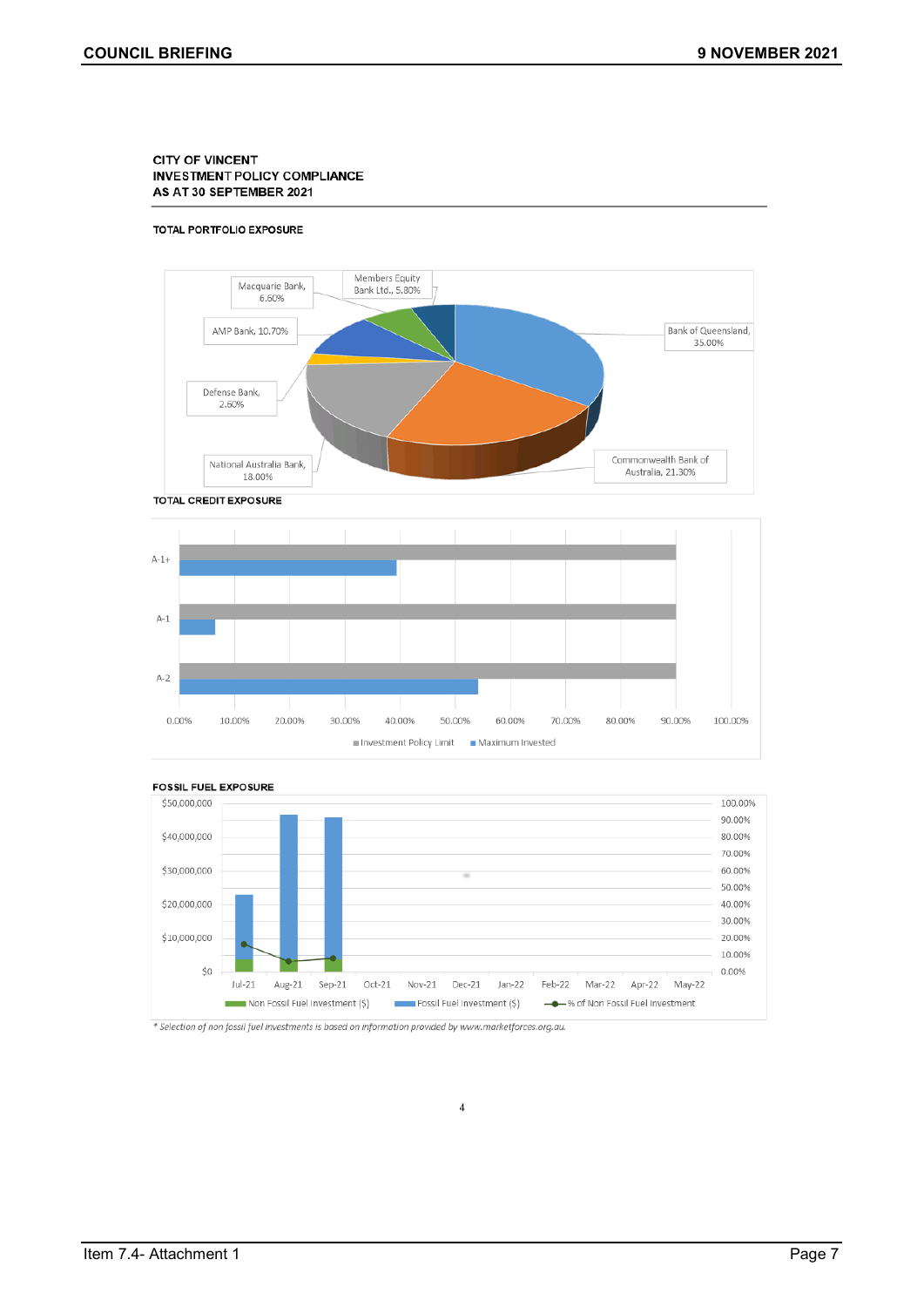**CITY OF VINCENT**
**INVESTMENT POLICY COMPLIANCE**
**AS AT 30 SEPTEMBER 2021**

**TOTAL PORTFOLIO EXPOSURE**

Bank of Queensland, 35.00%
Commonwealth Bank of Australia, 21.30%
National Australia Bank, 18.00%
Defense Bank, 2.60%
AMP Bank, 10.70%
Macquarie Bank, 6.60%
Members Equity Bank Ltd., 5.80%

**TOTAL CREDIT EXPOSURE**

A-1+
A-1
A-2

0.00% 10.00% 20.00% 30.00% 40.00% 50.00% 60.00% 70.00% 80.00% 90.00% 100.00%

Investment Policy Limit | Maximum Invested

**FOSSIL FUEL EXPOSURE**

$50,000,000 $40,000,000 $30,000,000 $20,000,000 $10,000,000 $0

100.00% 90.00% 80.00% 70.00% 60.00% 50.00% 40.00% 30.00% 20.00% 10.00% 0.00%

Jul-21 Aug-21 Sep-21 Oct-21 Nov-21 Dec-21 Jan-22 Feb-22 Mar-22 Apr-22 May-22

Non Fossil Fuel Investment ($) | Fossil Fuel Investment ($) | % of Non Fossil Fuel Investment

*\* Selection of non fossil fuel investments is based on information provided by www.marketforces.org.au.*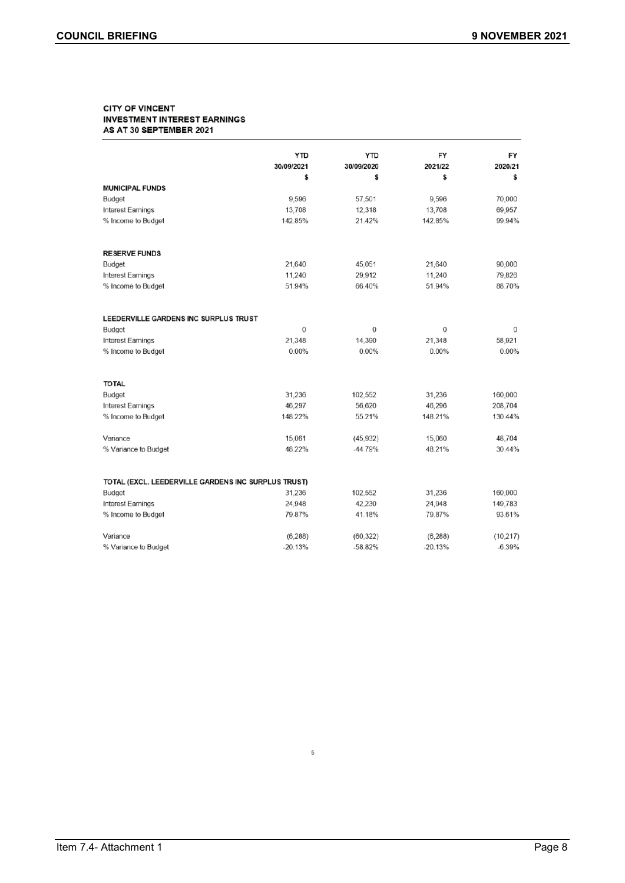**CITY OF VINCENT**
**INVESTMENT INTEREST EARNINGS**
**AS AT 30 SEPTEMBER 2021**

| | YTD 30/09/2021 $ | YTD 30/09/2020 $ | FY 2021/22 $ | FY 2020/21 $ |
|---|---|---|---|---|
| **MUNICIPAL FUNDS** | | | | |
| Budget | 9,596 | 57,501 | 9,596 | 70,000 |
| Interest Earnings | 13,708 | 12,318 | 13,708 | 69,957 |
| % Income to Budget | 142.85% | 21.42% | 142.85% | 99.94% |
| **RESERVE FUNDS** | | | | |
| Budget | 21,640 | 45,051 | 21,640 | 90,000 |
| Interest Earnings | 11,240 | 29,912 | 11,240 | 79,826 |
| % Income to Budget | 51.94% | 66.40% | 51.94% | 88.70% |
| **LEEDERVILLE GARDENS INC SURPLUS TRUST** | | | | |
| Budget | 0 | 0 | 0 | 0 |
| Interest Earnings | 21,348 | 14,390 | 21,348 | 58,921 |
| % Income to Budget | 0.00% | 0.00% | 0.00% | 0.00% |
| **TOTAL** | | | | |
| Budget | 31,236 | 102,552 | 31,236 | 160,000 |
| Interest Earnings | 46,297 | 56,620 | 46,296 | 208,704 |
| % Income to Budget | 148.22% | 55.21% | 148.21% | 130.44% |
| Variance | 15,061 | (45,932) | 15,060 | 48,704 |
| % Variance to Budget | 48.22% | -44.79% | 48.21% | 30.44% |
| **TOTAL (EXCL. LEEDERVILLE GARDENS INC SURPLUS TRUST)** | | | | |
| Budget | 31,236 | 102,552 | 31,236 | 160,000 |
| Interest Earnings | 24,948 | 42,230 | 24,948 | 149,783 |
| % Income to Budget | 79.87% | 41.18% | 79.87% | 93.61% |
| Variance | (6,288) | (60,322) | (6,288) | (10,217) |
| % Variance to Budget | -20.13% | -58.82% | -20.13% | -6.39% |